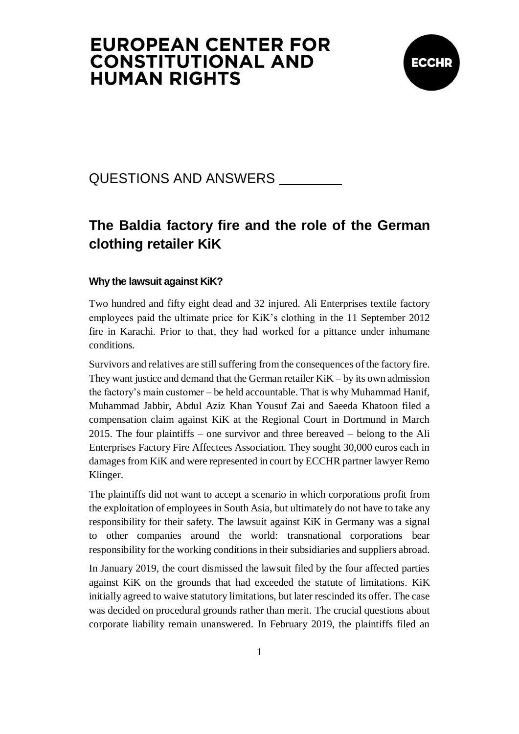# EUROPEAN CENTER FOR CONSTITUTIONAL AND HUMAN RIGHTS

ECCHR

QUESTIONS AND ANSWERS

## The Baldia factory fire and the role of the German clothing retailer KiK

### Why the lawsuit against KiK?

Two hundred and fifty eight dead and 32 injured. Ali Enterprises textile factory employees paid the ultimate price for KiK's clothing in the 11 September 2012 fire in Karachi. Prior to that, they had worked for a pittance under inhumane conditions.

Survivors and relatives are still suffering from the consequences of the factory fire. They want justice and demand that the German retailer KiK – by its own admission the factory's main customer – be held accountable. That is why Muhammad Hanif, Muhammad Jabbir, Abdul Aziz Khan Yousuf Zai and Saeeda Khatoon filed a compensation claim against KiK at the Regional Court in Dortmund in March 2015. The four plaintiffs – one survivor and three bereaved – belong to the Ali Enterprises Factory Fire Affectees Association. They sought 30,000 euros each in damages from KiK and were represented in court by ECCHR partner lawyer Remo Klinger.

The plaintiffs did not want to accept a scenario in which corporations profit from the exploitation of employees in South Asia, but ultimately do not have to take any responsibility for their safety. The lawsuit against KiK in Germany was a signal to other companies around the world: transnational corporations bear responsibility for the working conditions in their subsidiaries and suppliers abroad.

In January 2019, the court dismissed the lawsuit filed by the four affected parties against KiK on the grounds that had exceeded the statute of limitations. KiK initially agreed to waive statutory limitations, but later rescinded its offer. The case was decided on procedural grounds rather than merit. The crucial questions about corporate liability remain unanswered. In February 2019, the plaintiffs filed an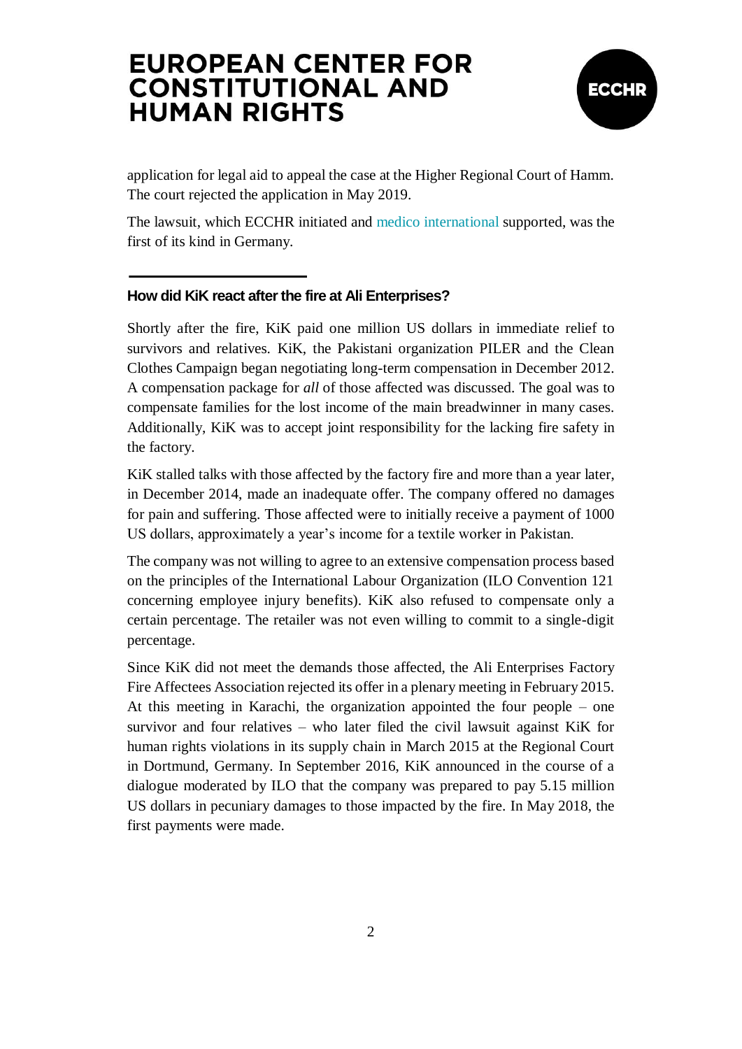application for legal aid to appeal the case at the Higher Regional Court of Hamm. The court rejected the application in May 2019.

The lawsuit, which ECCHR initiated and medico international supported, was the first of its kind in Germany.

### How did KiK react after the fire at Ali Enterprises?

Shortly after the fire, KiK paid one million US dollars in immediate relief to survivors and relatives. KiK, the Pakistani organization PILER and the Clean Clothes Campaign began negotiating long-term compensation in December 2012. A compensation package for *all* of those affected was discussed. The goal was to compensate families for the lost income of the main breadwinner in many cases. Additionally, KiK was to accept joint responsibility for the lacking fire safety in the factory.

KiK stalled talks with those affected by the factory fire and more than a year later, in December 2014, made an inadequate offer. The company offered no damages for pain and suffering. Those affected were to initially receive a payment of 1000 US dollars, approximately a year's income for a textile worker in Pakistan.

The company was not willing to agree to an extensive compensation process based on the principles of the International Labour Organization (ILO Convention 121 concerning employee injury benefits). KiK also refused to compensate only a certain percentage. The retailer was not even willing to commit to a single-digit percentage.

Since KiK did not meet the demands those affected, the Ali Enterprises Factory Fire Affectees Association rejected its offer in a plenary meeting in February 2015. At this meeting in Karachi, the organization appointed the four people – one survivor and four relatives – who later filed the civil lawsuit against KiK for human rights violations in its supply chain in March 2015 at the Regional Court in Dortmund, Germany. In September 2016, KiK announced in the course of a dialogue moderated by ILO that the company was prepared to pay 5.15 million US dollars in pecuniary damages to those impacted by the fire. In May 2018, the first payments were made.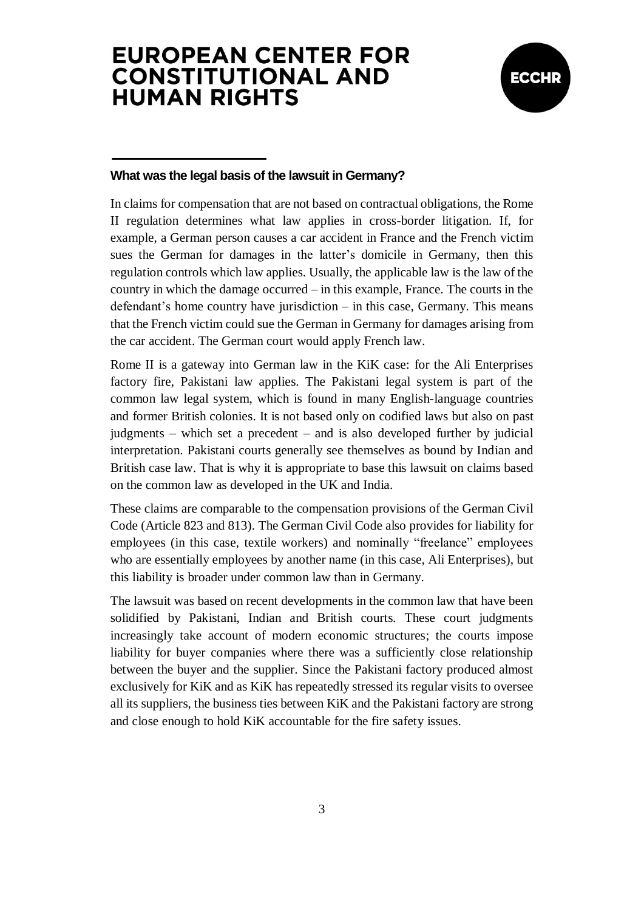#### What was the legal basis of the lawsuit in Germany?

In claims for compensation that are not based on contractual obligations, the Rome II regulation determines what law applies in cross-border litigation. If, for example, a German person causes a car accident in France and the French victim sues the German for damages in the latter's domicile in Germany, then this regulation controls which law applies. Usually, the applicable law is the law of the country in which the damage occurred – in this example, France. The courts in the defendant's home country have jurisdiction – in this case, Germany. This means that the French victim could sue the German in Germany for damages arising from the car accident. The German court would apply French law.

Rome II is a gateway into German law in the KiK case: for the Ali Enterprises factory fire, Pakistani law applies. The Pakistani legal system is part of the common law legal system, which is found in many English-language countries and former British colonies. It is not based only on codified laws but also on past judgments – which set a precedent – and is also developed further by judicial interpretation. Pakistani courts generally see themselves as bound by Indian and British case law. That is why it is appropriate to base this lawsuit on claims based on the common law as developed in the UK and India.

These claims are comparable to the compensation provisions of the German Civil Code (Article 823 and 813). The German Civil Code also provides for liability for employees (in this case, textile workers) and nominally "freelance" employees who are essentially employees by another name (in this case, Ali Enterprises), but this liability is broader under common law than in Germany.

The lawsuit was based on recent developments in the common law that have been solidified by Pakistani, Indian and British courts. These court judgments increasingly take account of modern economic structures; the courts impose liability for buyer companies where there was a sufficiently close relationship between the buyer and the supplier. Since the Pakistani factory produced almost exclusively for KiK and as KiK has repeatedly stressed its regular visits to oversee all its suppliers, the business ties between KiK and the Pakistani factory are strong and close enough to hold KiK accountable for the fire safety issues.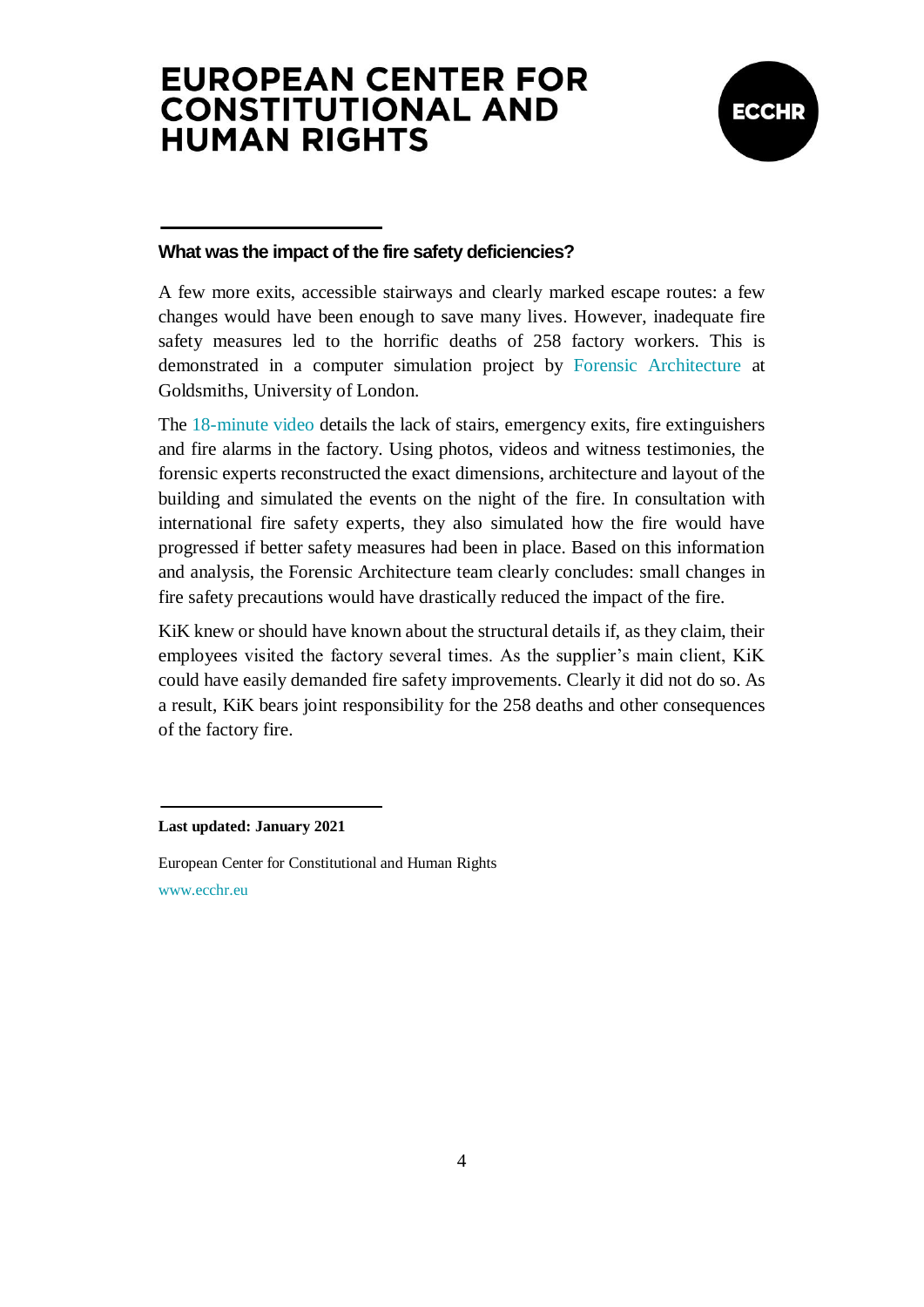### What was the impact of the fire safety deficiencies?

A few more exits, accessible stairways and clearly marked escape routes: a few changes would have been enough to save many lives. However, inadequate fire safety measures led to the horrific deaths of 258 factory workers. This is demonstrated in a computer simulation project by Forensic Architecture at Goldsmiths, University of London.

The 18-minute video details the lack of stairs, emergency exits, fire extinguishers and fire alarms in the factory. Using photos, videos and witness testimonies, the forensic experts reconstructed the exact dimensions, architecture and layout of the building and simulated the events on the night of the fire. In consultation with international fire safety experts, they also simulated how the fire would have progressed if better safety measures had been in place. Based on this information and analysis, the Forensic Architecture team clearly concludes: small changes in fire safety precautions would have drastically reduced the impact of the fire.

KiK knew or should have known about the structural details if, as they claim, their employees visited the factory several times. As the supplier's main client, KiK could have easily demanded fire safety improvements. Clearly it did not do so. As a result, KiK bears joint responsibility for the 258 deaths and other consequences of the factory fire.

---

**Last updated: January 2021**

European Center for Constitutional and Human Rights

www.ecchr.eu